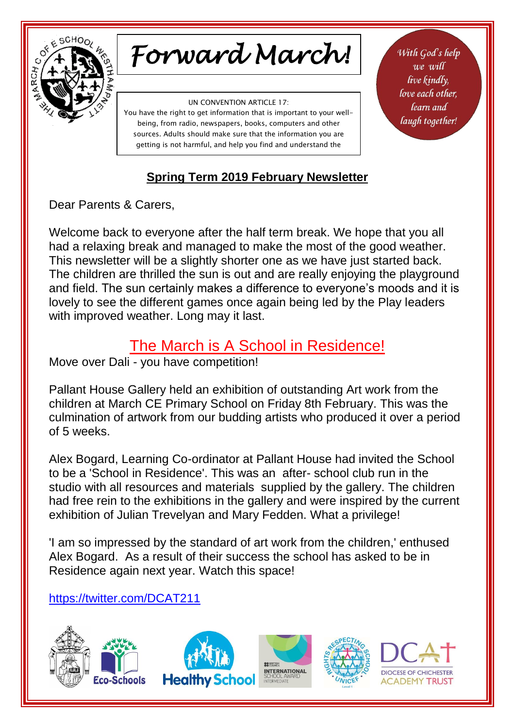# Forward March!

UN CONVENTION ARTICLE 17:
You have the right to get information that is important to your well-being, from radio, newspapers, books, computers and other sources. Adults should make sure that the information you are getting is not harmful, and help you find and understand the

*With God's help we will live kindly, love each other, learn and laugh together!*

## Spring Term 2019 February Newsletter

Dear Parents & Carers,

Welcome back to everyone after the half term break. We hope that you all had a relaxing break and managed to make the most of the good weather. This newsletter will be a slightly shorter one as we have just started back. The children are thrilled the sun is out and are really enjoying the playground and field. The sun certainly makes a difference to everyone's moods and it is lovely to see the different games once again being led by the Play leaders with improved weather. Long may it last.

## The March is A School in Residence!

Move over Dali - you have competition!

Pallant House Gallery held an exhibition of outstanding Art work from the children at March CE Primary School on Friday 8th February. This was the culmination of artwork from our budding artists who produced it over a period of 5 weeks.

Alex Bogard, Learning Co-ordinator at Pallant House had invited the School to be a 'School in Residence'. This was an after- school club run in the studio with all resources and materials supplied by the gallery. The children had free rein to the exhibitions in the gallery and were inspired by the current exhibition of Julian Trevelyan and Mary Fedden. What a privilege!

'I am so impressed by the standard of art work from the children,' enthused Alex Bogard. As a result of their success the school has asked to be in Residence again next year. Watch this space!

https://twitter.com/DCAT211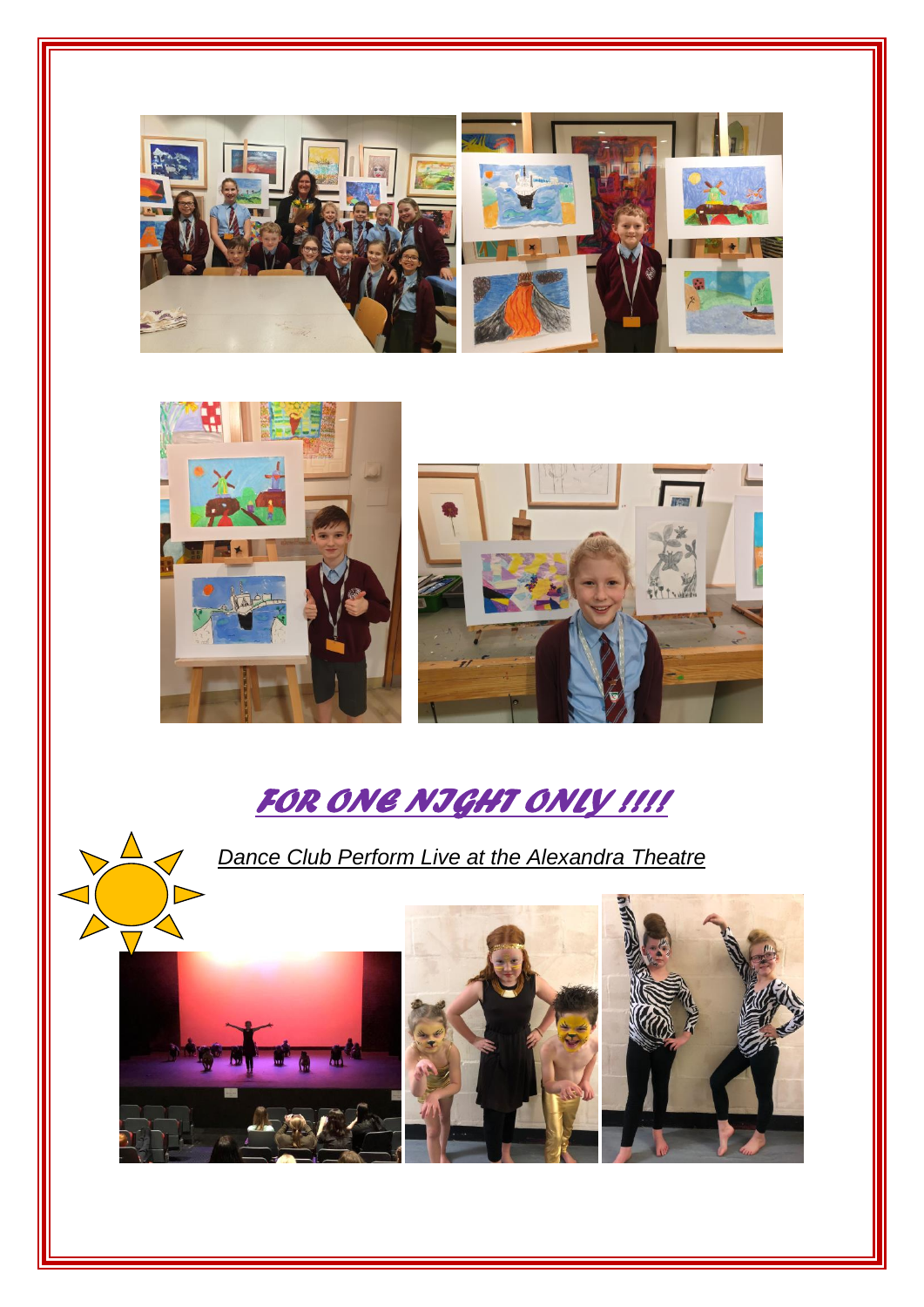## *FOR ONE NIGHT ONLY !!!!*

*Dance Club Perform Live at the Alexandra Theatre*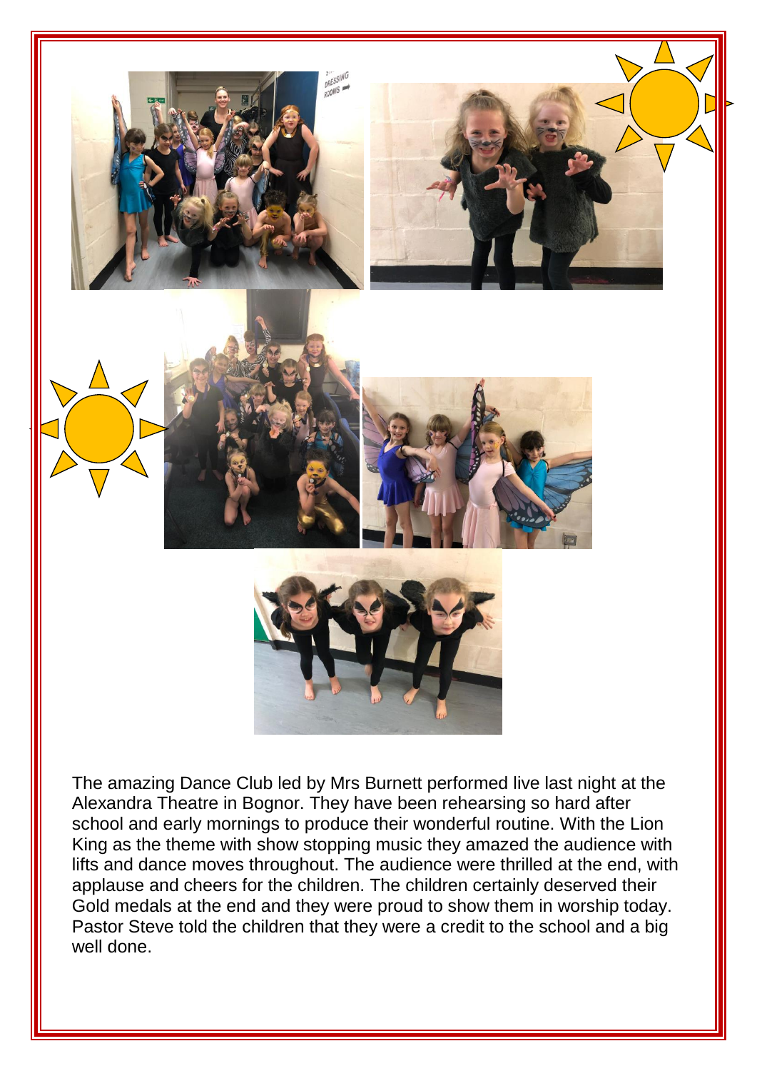The amazing Dance Club led by Mrs Burnett performed live last night at the Alexandra Theatre in Bognor. They have been rehearsing so hard after school and early mornings to produce their wonderful routine. With the Lion King as the theme with show stopping music they amazed the audience with lifts and dance moves throughout. The audience were thrilled at the end, with applause and cheers for the children. The children certainly deserved their Gold medals at the end and they were proud to show them in worship today. Pastor Steve told the children that they were a credit to the school and a big well done.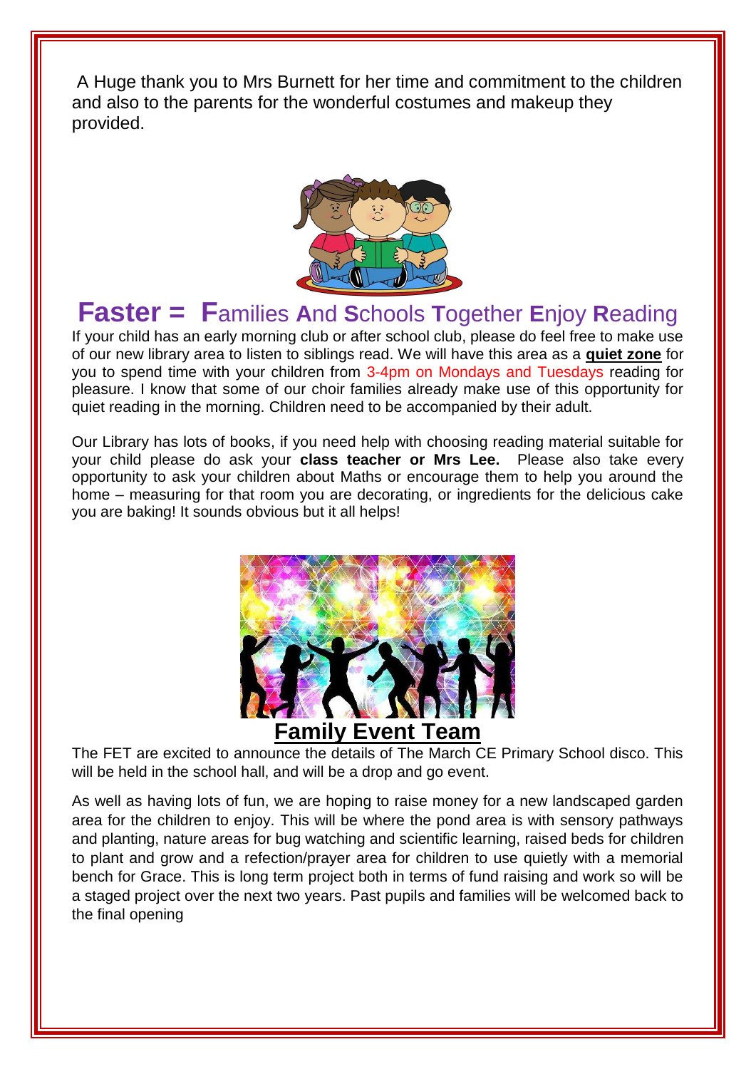A Huge thank you to Mrs Burnett for her time and commitment to the children and also to the parents for the wonderful costumes and makeup they provided.

## **Faster = F**amilies **A**nd **S**chools **T**ogether **E**njoy **R**eading

If your child has an early morning club or after school club, please do feel free to make use of our new library area to listen to siblings read. We will have this area as a **quiet zone** for you to spend time with your children from 3-4pm on Mondays and Tuesdays reading for pleasure. I know that some of our choir families already make use of this opportunity for quiet reading in the morning. Children need to be accompanied by their adult.

Our Library has lots of books, if you need help with choosing reading material suitable for your child please do ask your **class teacher or Mrs Lee.** Please also take every opportunity to ask your children about Maths or encourage them to help you around the home – measuring for that room you are decorating, or ingredients for the delicious cake you are baking! It sounds obvious but it all helps!

## Family Event Team

The FET are excited to announce the details of The March CE Primary School disco. This will be held in the school hall, and will be a drop and go event.

As well as having lots of fun, we are hoping to raise money for a new landscaped garden area for the children to enjoy. This will be where the pond area is with sensory pathways and planting, nature areas for bug watching and scientific learning, raised beds for children to plant and grow and a refection/prayer area for children to use quietly with a memorial bench for Grace. This is long term project both in terms of fund raising and work so will be a staged project over the next two years. Past pupils and families will be welcomed back to the final opening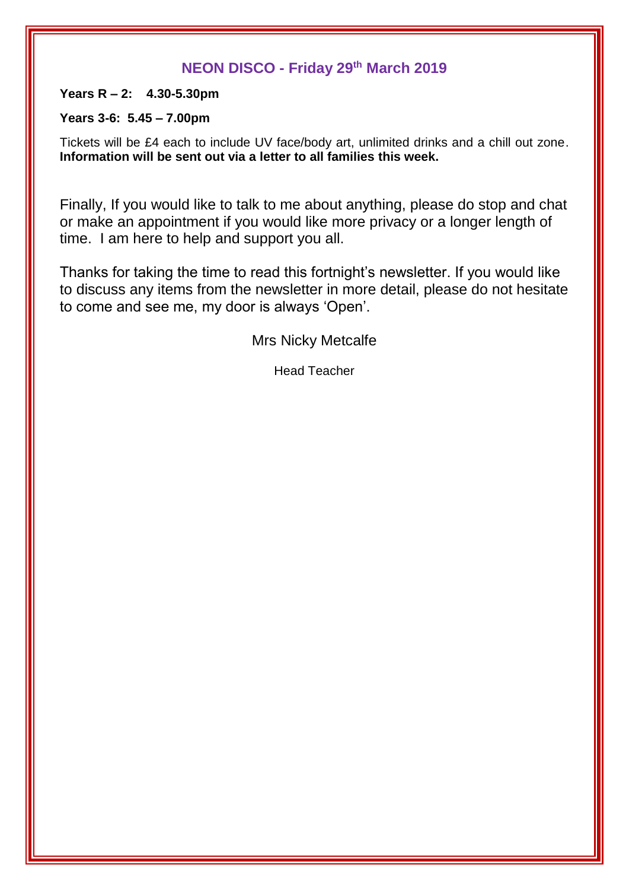## NEON DISCO - Friday 29th March 2019

**Years R – 2: 4.30-5.30pm**

**Years 3-6: 5.45 – 7.00pm**

Tickets will be £4 each to include UV face/body art, unlimited drinks and a chill out zone. **Information will be sent out via a letter to all families this week.**

Finally, If you would like to talk to me about anything, please do stop and chat or make an appointment if you would like more privacy or a longer length of time. I am here to help and support you all.

Thanks for taking the time to read this fortnight's newsletter. If you would like to discuss any items from the newsletter in more detail, please do not hesitate to come and see me, my door is always 'Open'.

Mrs Nicky Metcalfe

Head Teacher